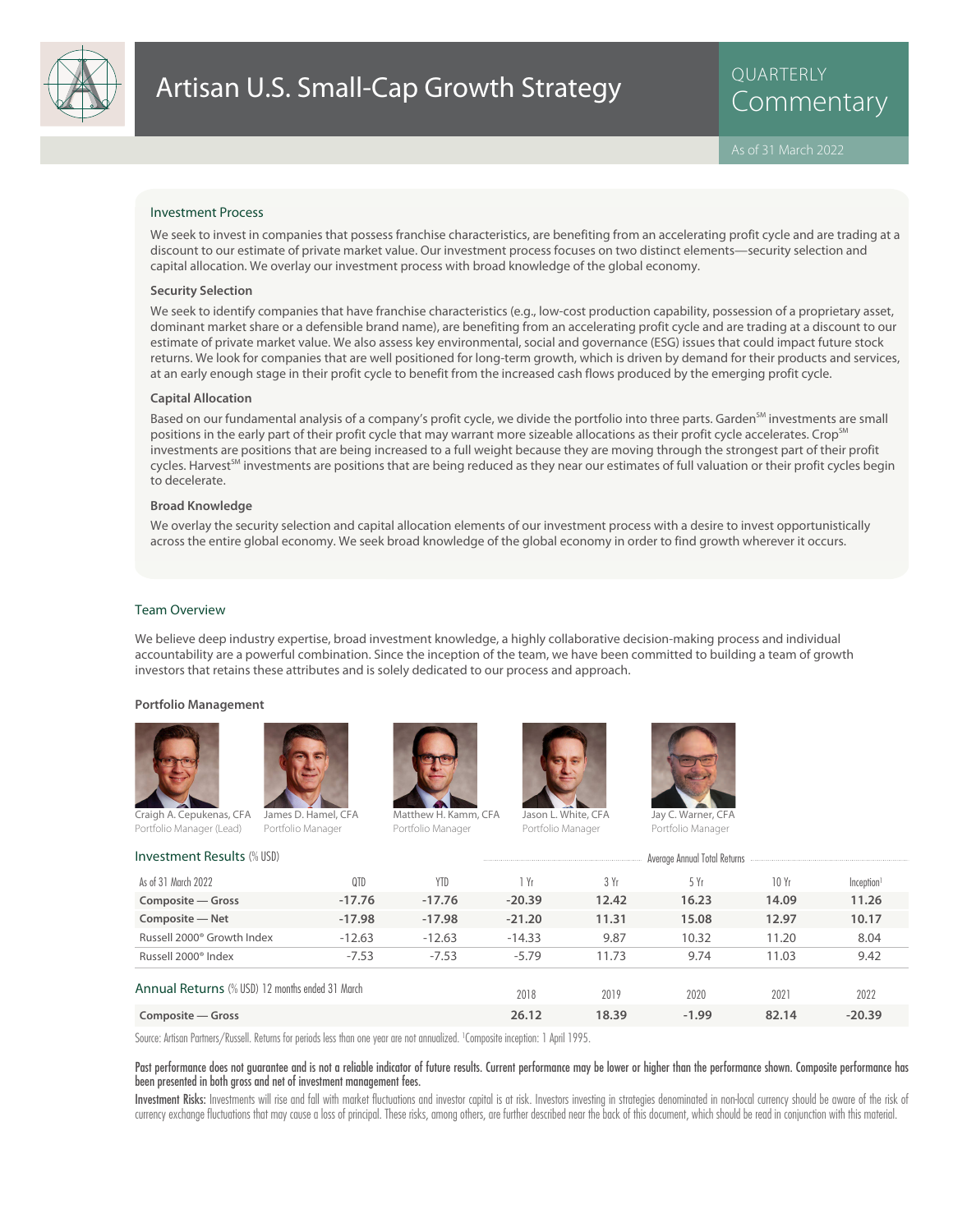# Artisan U.S. Small-Cap Growth Strategy

QUARTERLY Commentary

As of 31 March 2022

## Investment Process

We seek to invest in companies that possess franchise characteristics, are benefiting from an accelerating profit cycle and are trading at a discount to our estimate of private market value. Our investment process focuses on two distinct elements—security selection and capital allocation. We overlay our investment process with broad knowledge of the global economy.

### Security Selection

We seek to identify companies that have franchise characteristics (e.g., low-cost production capability, possession of a proprietary asset, dominant market share or a defensible brand name), are benefiting from an accelerating profit cycle and are trading at a discount to our estimate of private market value. We also assess key environmental, social and governance (ESG) issues that could impact future stock returns. We look for companies that are well positioned for long-term growth, which is driven by demand for their products and services, at an early enough stage in their profit cycle to benefit from the increased cash flows produced by the emerging profit cycle.

### Capital Allocation

Based on our fundamental analysis of a company's profit cycle, we divide the portfolio into three parts. Garden℠ investments are small positions in the early part of their profit cycle that may warrant more sizeable allocations as their profit cycle accelerates. Crop℠ investments are positions that are being increased to a full weight because they are moving through the strongest part of their profit cycles. Harvest℠ investments are positions that are being reduced as they near our estimates of full valuation or their profit cycles begin to decelerate.

### Broad Knowledge

We overlay the security selection and capital allocation elements of our investment process with a desire to invest opportunistically across the entire global economy. We seek broad knowledge of the global economy in order to find growth wherever it occurs.

## Team Overview

We believe deep industry expertise, broad investment knowledge, a highly collaborative decision-making process and individual accountability are a powerful combination. Since the inception of the team, we have been committed to building a team of growth investors that retains these attributes and is solely dedicated to our process and approach.

### Portfolio Management

Craigh A. Cepukenas, CFA — Portfolio Manager (Lead)

James D. Hamel, CFA — Portfolio Manager

Matthew H. Kamm, CFA — Portfolio Manager

Jason L. White, CFA — Portfolio Manager

Jay C. Warner, CFA — Portfolio Manager

## Investment Results (% USD)

| | | | Average Annual Total Returns | | | | |
|---|---|---|---|---|---|---|---|
| As of 31 March 2022 | QTD | YTD | 1 Yr | 3 Yr | 5 Yr | 10 Yr | Inception[1] |
| **Composite — Gross** | **-17.76** | **-17.76** | **-20.39** | **12.42** | **16.23** | **14.09** | **11.26** |
| **Composite — Net** | **-17.98** | **-17.98** | **-21.20** | **11.31** | **15.08** | **12.97** | **10.17** |
| Russell 2000® Growth Index | -12.63 | -12.63 | -14.33 | 9.87 | 10.32 | 11.20 | 8.04 |
| Russell 2000® Index | -7.53 | -7.53 | -5.79 | 11.73 | 9.74 | 11.03 | 9.42 |

## Annual Returns (% USD) 12 months ended 31 March

| | 2018 | 2019 | 2020 | 2021 | 2022 |
|---|---|---|---|---|---|
| **Composite — Gross** | **26.12** | **18.39** | **-1.99** | **82.14** | **-20.39** |

Source: Artisan Partners/Russell. Returns for periods less than one year are not annualized. [1]Composite inception: 1 April 1995.

**Past performance does not guarantee and is not a reliable indicator of future results. Current performance may be lower or higher than the performance shown. Composite performance has been presented in both gross and net of investment management fees.**

**Investment Risks:** Investments will rise and fall with market fluctuations and investor capital is at risk. Investors investing in strategies denominated in non-local currency should be aware of the risk of currency exchange fluctuations that may cause a loss of principal. These risks, among others, are further described near the back of this document, which should be read in conjunction with this material.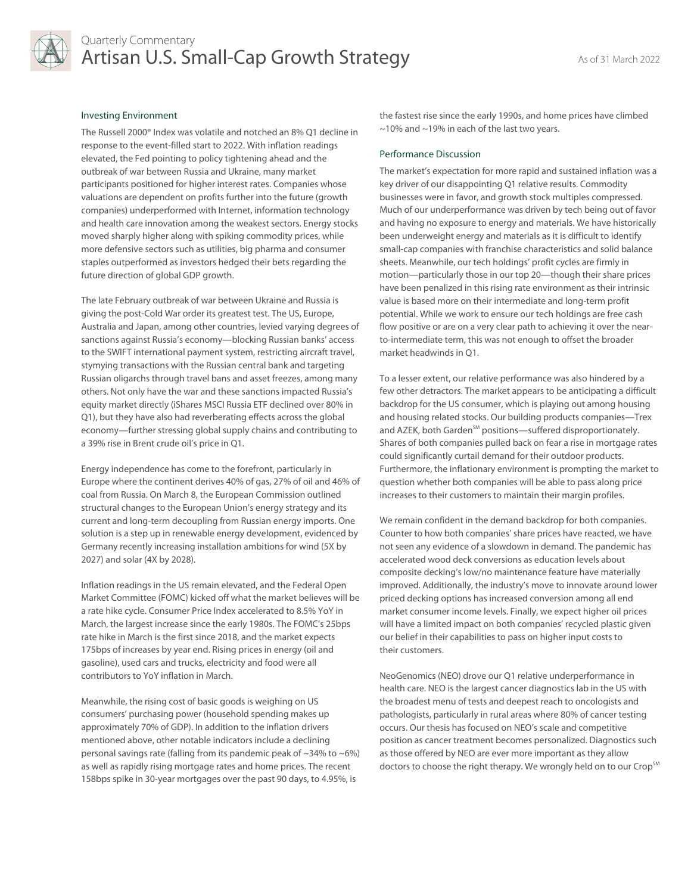## Investing Environment

The Russell 2000® Index was volatile and notched an 8% Q1 decline in response to the event-filled start to 2022. With inflation readings elevated, the Fed pointing to policy tightening ahead and the outbreak of war between Russia and Ukraine, many market participants positioned for higher interest rates. Companies whose valuations are dependent on profits further into the future (growth companies) underperformed with Internet, information technology and health care innovation among the weakest sectors. Energy stocks moved sharply higher along with spiking commodity prices, while more defensive sectors such as utilities, big pharma and consumer staples outperformed as investors hedged their bets regarding the future direction of global GDP growth.

The late February outbreak of war between Ukraine and Russia is giving the post-Cold War order its greatest test. The US, Europe, Australia and Japan, among other countries, levied varying degrees of sanctions against Russia's economy—blocking Russian banks' access to the SWIFT international payment system, restricting aircraft travel, stymying transactions with the Russian central bank and targeting Russian oligarchs through travel bans and asset freezes, among many others. Not only have the war and these sanctions impacted Russia's equity market directly (iShares MSCI Russia ETF declined over 80% in Q1), but they have also had reverberating effects across the global economy—further stressing global supply chains and contributing to a 39% rise in Brent crude oil's price in Q1.

Energy independence has come to the forefront, particularly in Europe where the continent derives 40% of gas, 27% of oil and 46% of coal from Russia. On March 8, the European Commission outlined structural changes to the European Union's energy strategy and its current and long-term decoupling from Russian energy imports. One solution is a step up in renewable energy development, evidenced by Germany recently increasing installation ambitions for wind (5X by 2027) and solar (4X by 2028).

Inflation readings in the US remain elevated, and the Federal Open Market Committee (FOMC) kicked off what the market believes will be a rate hike cycle. Consumer Price Index accelerated to 8.5% YoY in March, the largest increase since the early 1980s. The FOMC's 25bps rate hike in March is the first since 2018, and the market expects 175bps of increases by year end. Rising prices in energy (oil and gasoline), used cars and trucks, electricity and food were all contributors to YoY inflation in March.

Meanwhile, the rising cost of basic goods is weighing on US consumers' purchasing power (household spending makes up approximately 70% of GDP). In addition to the inflation drivers mentioned above, other notable indicators include a declining personal savings rate (falling from its pandemic peak of ~34% to ~6%) as well as rapidly rising mortgage rates and home prices. The recent 158bps spike in 30-year mortgages over the past 90 days, to 4.95%, is the fastest rise since the early 1990s, and home prices have climbed ~10% and ~19% in each of the last two years.

## Performance Discussion

The market's expectation for more rapid and sustained inflation was a key driver of our disappointing Q1 relative results. Commodity businesses were in favor, and growth stock multiples compressed. Much of our underperformance was driven by tech being out of favor and having no exposure to energy and materials. We have historically been underweight energy and materials as it is difficult to identify small-cap companies with franchise characteristics and solid balance sheets. Meanwhile, our tech holdings' profit cycles are firmly in motion—particularly those in our top 20—though their share prices have been penalized in this rising rate environment as their intrinsic value is based more on their intermediate and long-term profit potential. While we work to ensure our tech holdings are free cash flow positive or are on a very clear path to achieving it over the near-to-intermediate term, this was not enough to offset the broader market headwinds in Q1.

To a lesser extent, our relative performance was also hindered by a few other detractors. The market appears to be anticipating a difficult backdrop for the US consumer, which is playing out among housing and housing related stocks. Our building products companies—Trex and AZEK, both Garden℠ positions—suffered disproportionately. Shares of both companies pulled back on fear a rise in mortgage rates could significantly curtail demand for their outdoor products. Furthermore, the inflationary environment is prompting the market to question whether both companies will be able to pass along price increases to their customers to maintain their margin profiles.

We remain confident in the demand backdrop for both companies. Counter to how both companies' share prices have reacted, we have not seen any evidence of a slowdown in demand. The pandemic has accelerated wood deck conversions as education levels about composite decking's low/no maintenance feature have materially improved. Additionally, the industry's move to innovate around lower priced decking options has increased conversion among all end market consumer income levels. Finally, we expect higher oil prices will have a limited impact on both companies' recycled plastic given our belief in their capabilities to pass on higher input costs to their customers.

NeoGenomics (NEO) drove our Q1 relative underperformance in health care. NEO is the largest cancer diagnostics lab in the US with the broadest menu of tests and deepest reach to oncologists and pathologists, particularly in rural areas where 80% of cancer testing occurs. Our thesis has focused on NEO's scale and competitive position as cancer treatment becomes personalized. Diagnostics such as those offered by NEO are ever more important as they allow doctors to choose the right therapy. We wrongly held on to our Crop℠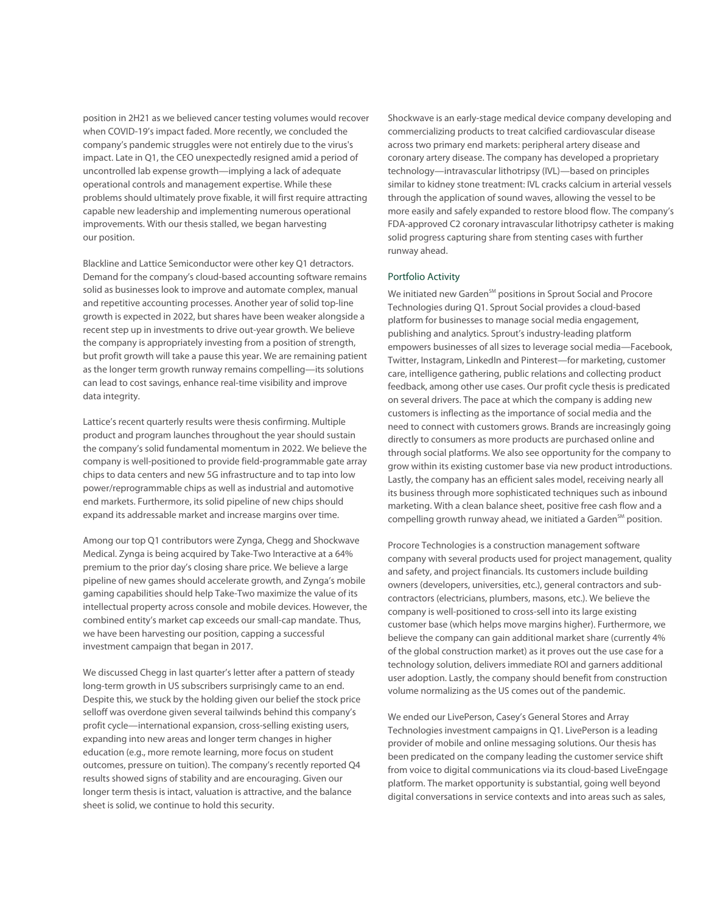position in 2H21 as we believed cancer testing volumes would recover when COVID-19's impact faded. More recently, we concluded the company's pandemic struggles were not entirely due to the virus's impact. Late in Q1, the CEO unexpectedly resigned amid a period of uncontrolled lab expense growth—implying a lack of adequate operational controls and management expertise. While these problems should ultimately prove fixable, it will first require attracting capable new leadership and implementing numerous operational improvements. With our thesis stalled, we began harvesting our position.

Blackline and Lattice Semiconductor were other key Q1 detractors. Demand for the company's cloud-based accounting software remains solid as businesses look to improve and automate complex, manual and repetitive accounting processes. Another year of solid top-line growth is expected in 2022, but shares have been weaker alongside a recent step up in investments to drive out-year growth. We believe the company is appropriately investing from a position of strength, but profit growth will take a pause this year. We are remaining patient as the longer term growth runway remains compelling—its solutions can lead to cost savings, enhance real-time visibility and improve data integrity.

Lattice's recent quarterly results were thesis confirming. Multiple product and program launches throughout the year should sustain the company's solid fundamental momentum in 2022. We believe the company is well-positioned to provide field-programmable gate array chips to data centers and new 5G infrastructure and to tap into low power/reprogrammable chips as well as industrial and automotive end markets. Furthermore, its solid pipeline of new chips should expand its addressable market and increase margins over time.

Among our top Q1 contributors were Zynga, Chegg and Shockwave Medical. Zynga is being acquired by Take-Two Interactive at a 64% premium to the prior day's closing share price. We believe a large pipeline of new games should accelerate growth, and Zynga's mobile gaming capabilities should help Take-Two maximize the value of its intellectual property across console and mobile devices. However, the combined entity's market cap exceeds our small-cap mandate. Thus, we have been harvesting our position, capping a successful investment campaign that began in 2017.

We discussed Chegg in last quarter's letter after a pattern of steady long-term growth in US subscribers surprisingly came to an end. Despite this, we stuck by the holding given our belief the stock price selloff was overdone given several tailwinds behind this company's profit cycle—international expansion, cross-selling existing users, expanding into new areas and longer term changes in higher education (e.g., more remote learning, more focus on student outcomes, pressure on tuition). The company's recently reported Q4 results showed signs of stability and are encouraging. Given our longer term thesis is intact, valuation is attractive, and the balance sheet is solid, we continue to hold this security.

Shockwave is an early-stage medical device company developing and commercializing products to treat calcified cardiovascular disease across two primary end markets: peripheral artery disease and coronary artery disease. The company has developed a proprietary technology—intravascular lithotripsy (IVL)—based on principles similar to kidney stone treatment: IVL cracks calcium in arterial vessels through the application of sound waves, allowing the vessel to be more easily and safely expanded to restore blood flow. The company's FDA-approved C2 coronary intravascular lithotripsy catheter is making solid progress capturing share from stenting cases with further runway ahead.

## Portfolio Activity

We initiated new Garden℠ positions in Sprout Social and Procore Technologies during Q1. Sprout Social provides a cloud-based platform for businesses to manage social media engagement, publishing and analytics. Sprout's industry-leading platform empowers businesses of all sizes to leverage social media—Facebook, Twitter, Instagram, LinkedIn and Pinterest—for marketing, customer care, intelligence gathering, public relations and collecting product feedback, among other use cases. Our profit cycle thesis is predicated on several drivers. The pace at which the company is adding new customers is inflecting as the importance of social media and the need to connect with customers grows. Brands are increasingly going directly to consumers as more products are purchased online and through social platforms. We also see opportunity for the company to grow within its existing customer base via new product introductions. Lastly, the company has an efficient sales model, receiving nearly all its business through more sophisticated techniques such as inbound marketing. With a clean balance sheet, positive free cash flow and a compelling growth runway ahead, we initiated a Garden℠ position.

Procore Technologies is a construction management software company with several products used for project management, quality and safety, and project financials. Its customers include building owners (developers, universities, etc.), general contractors and sub-contractors (electricians, plumbers, masons, etc.). We believe the company is well-positioned to cross-sell into its large existing customer base (which helps move margins higher). Furthermore, we believe the company can gain additional market share (currently 4% of the global construction market) as it proves out the use case for a technology solution, delivers immediate ROI and garners additional user adoption. Lastly, the company should benefit from construction volume normalizing as the US comes out of the pandemic.

We ended our LivePerson, Casey's General Stores and Array Technologies investment campaigns in Q1. LivePerson is a leading provider of mobile and online messaging solutions. Our thesis has been predicated on the company leading the customer service shift from voice to digital communications via its cloud-based LiveEngage platform. The market opportunity is substantial, going well beyond digital conversations in service contexts and into areas such as sales,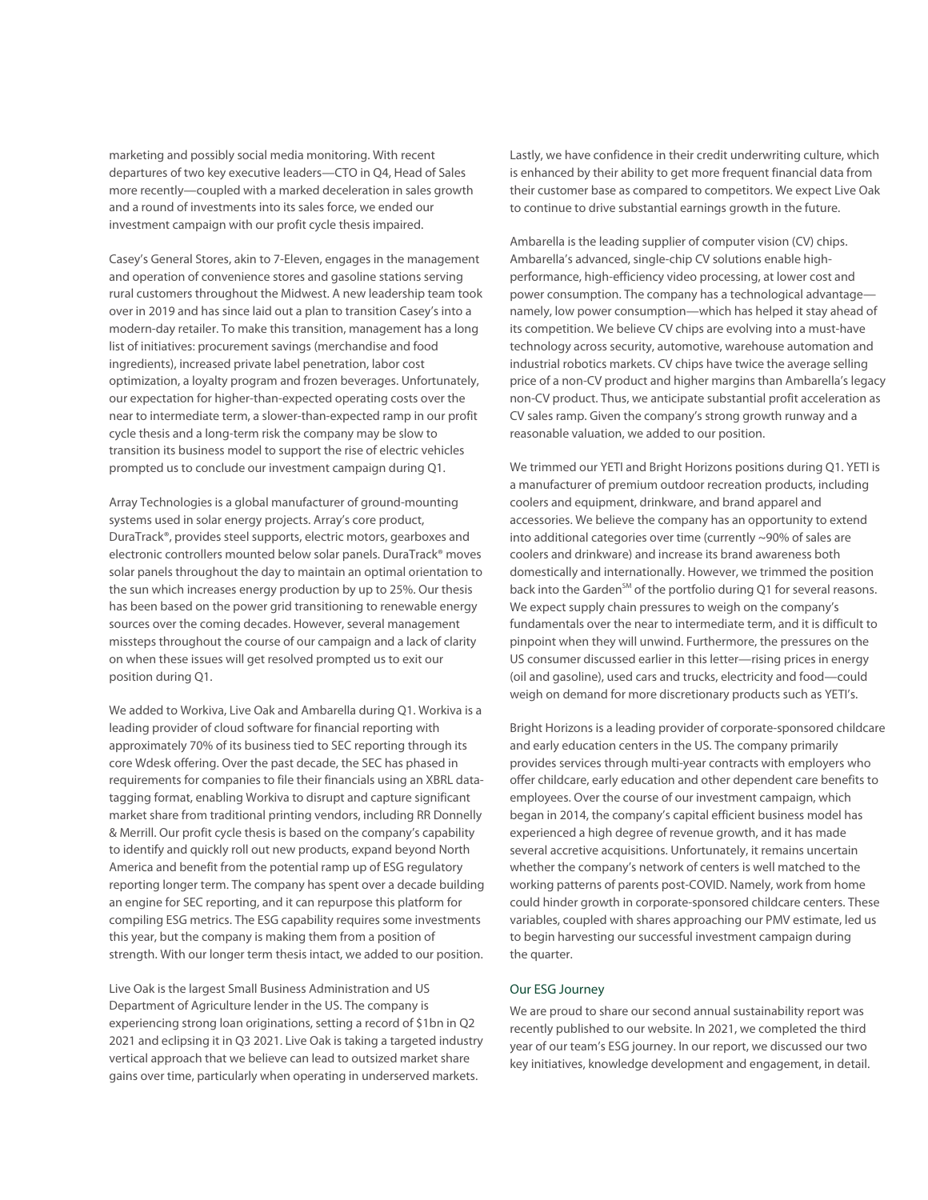marketing and possibly social media monitoring. With recent departures of two key executive leaders—CTO in Q4, Head of Sales more recently—coupled with a marked deceleration in sales growth and a round of investments into its sales force, we ended our investment campaign with our profit cycle thesis impaired.

Casey's General Stores, akin to 7-Eleven, engages in the management and operation of convenience stores and gasoline stations serving rural customers throughout the Midwest. A new leadership team took over in 2019 and has since laid out a plan to transition Casey's into a modern-day retailer. To make this transition, management has a long list of initiatives: procurement savings (merchandise and food ingredients), increased private label penetration, labor cost optimization, a loyalty program and frozen beverages. Unfortunately, our expectation for higher-than-expected operating costs over the near to intermediate term, a slower-than-expected ramp in our profit cycle thesis and a long-term risk the company may be slow to transition its business model to support the rise of electric vehicles prompted us to conclude our investment campaign during Q1.

Array Technologies is a global manufacturer of ground-mounting systems used in solar energy projects. Array's core product, DuraTrack®, provides steel supports, electric motors, gearboxes and electronic controllers mounted below solar panels. DuraTrack® moves solar panels throughout the day to maintain an optimal orientation to the sun which increases energy production by up to 25%. Our thesis has been based on the power grid transitioning to renewable energy sources over the coming decades. However, several management missteps throughout the course of our campaign and a lack of clarity on when these issues will get resolved prompted us to exit our position during Q1.

We added to Workiva, Live Oak and Ambarella during Q1. Workiva is a leading provider of cloud software for financial reporting with approximately 70% of its business tied to SEC reporting through its core Wdesk offering. Over the past decade, the SEC has phased in requirements for companies to file their financials using an XBRL data-tagging format, enabling Workiva to disrupt and capture significant market share from traditional printing vendors, including RR Donnelly & Merrill. Our profit cycle thesis is based on the company's capability to identify and quickly roll out new products, expand beyond North America and benefit from the potential ramp up of ESG regulatory reporting longer term. The company has spent over a decade building an engine for SEC reporting, and it can repurpose this platform for compiling ESG metrics. The ESG capability requires some investments this year, but the company is making them from a position of strength. With our longer term thesis intact, we added to our position.

Live Oak is the largest Small Business Administration and US Department of Agriculture lender in the US. The company is experiencing strong loan originations, setting a record of $1bn in Q2 2021 and eclipsing it in Q3 2021. Live Oak is taking a targeted industry vertical approach that we believe can lead to outsized market share gains over time, particularly when operating in underserved markets. Lastly, we have confidence in their credit underwriting culture, which is enhanced by their ability to get more frequent financial data from their customer base as compared to competitors. We expect Live Oak to continue to drive substantial earnings growth in the future.

Ambarella is the leading supplier of computer vision (CV) chips. Ambarella's advanced, single-chip CV solutions enable high-performance, high-efficiency video processing, at lower cost and power consumption. The company has a technological advantage—namely, low power consumption—which has helped it stay ahead of its competition. We believe CV chips are evolving into a must-have technology across security, automotive, warehouse automation and industrial robotics markets. CV chips have twice the average selling price of a non-CV product and higher margins than Ambarella's legacy non-CV product. Thus, we anticipate substantial profit acceleration as CV sales ramp. Given the company's strong growth runway and a reasonable valuation, we added to our position.

We trimmed our YETI and Bright Horizons positions during Q1. YETI is a manufacturer of premium outdoor recreation products, including coolers and equipment, drinkware, and brand apparel and accessories. We believe the company has an opportunity to extend into additional categories over time (currently ~90% of sales are coolers and drinkware) and increase its brand awareness both domestically and internationally. However, we trimmed the position back into the Garden℠ of the portfolio during Q1 for several reasons. We expect supply chain pressures to weigh on the company's fundamentals over the near to intermediate term, and it is difficult to pinpoint when they will unwind. Furthermore, the pressures on the US consumer discussed earlier in this letter—rising prices in energy (oil and gasoline), used cars and trucks, electricity and food—could weigh on demand for more discretionary products such as YETI's.

Bright Horizons is a leading provider of corporate-sponsored childcare and early education centers in the US. The company primarily provides services through multi-year contracts with employers who offer childcare, early education and other dependent care benefits to employees. Over the course of our investment campaign, which began in 2014, the company's capital efficient business model has experienced a high degree of revenue growth, and it has made several accretive acquisitions. Unfortunately, it remains uncertain whether the company's network of centers is well matched to the working patterns of parents post-COVID. Namely, work from home could hinder growth in corporate-sponsored childcare centers. These variables, coupled with shares approaching our PMV estimate, led us to begin harvesting our successful investment campaign during the quarter.

## Our ESG Journey

We are proud to share our second annual sustainability report was recently published to our website. In 2021, we completed the third year of our team's ESG journey. In our report, we discussed our two key initiatives, knowledge development and engagement, in detail.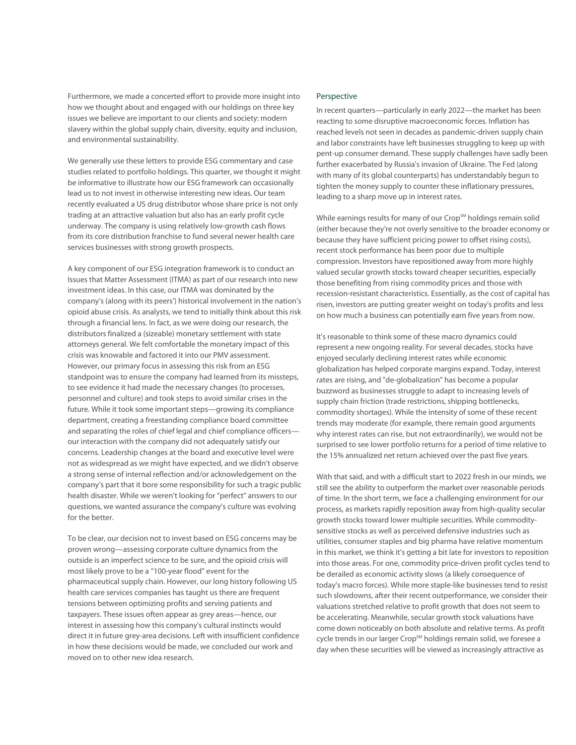Furthermore, we made a concerted effort to provide more insight into how we thought about and engaged with our holdings on three key issues we believe are important to our clients and society: modern slavery within the global supply chain, diversity, equity and inclusion, and environmental sustainability.

We generally use these letters to provide ESG commentary and case studies related to portfolio holdings. This quarter, we thought it might be informative to illustrate how our ESG framework can occasionally lead us to not invest in otherwise interesting new ideas. Our team recently evaluated a US drug distributor whose share price is not only trading at an attractive valuation but also has an early profit cycle underway. The company is using relatively low-growth cash flows from its core distribution franchise to fund several newer health care services businesses with strong growth prospects.

A key component of our ESG integration framework is to conduct an Issues that Matter Assessment (ITMA) as part of our research into new investment ideas. In this case, our ITMA was dominated by the company's (along with its peers') historical involvement in the nation's opioid abuse crisis. As analysts, we tend to initially think about this risk through a financial lens. In fact, as we were doing our research, the distributors finalized a (sizeable) monetary settlement with state attorneys general. We felt comfortable the monetary impact of this crisis was knowable and factored it into our PMV assessment. However, our primary focus in assessing this risk from an ESG standpoint was to ensure the company had learned from its missteps, to see evidence it had made the necessary changes (to processes, personnel and culture) and took steps to avoid similar crises in the future. While it took some important steps—growing its compliance department, creating a freestanding compliance board committee and separating the roles of chief legal and chief compliance officers—our interaction with the company did not adequately satisfy our concerns. Leadership changes at the board and executive level were not as widespread as we might have expected, and we didn't observe a strong sense of internal reflection and/or acknowledgement on the company's part that it bore some responsibility for such a tragic public health disaster. While we weren't looking for "perfect" answers to our questions, we wanted assurance the company's culture was evolving for the better.

To be clear, our decision not to invest based on ESG concerns may be proven wrong—assessing corporate culture dynamics from the outside is an imperfect science to be sure, and the opioid crisis will most likely prove to be a "100-year flood" event for the pharmaceutical supply chain. However, our long history following US health care services companies has taught us there are frequent tensions between optimizing profits and serving patients and taxpayers. These issues often appear as grey areas—hence, our interest in assessing how this company's cultural instincts would direct it in future grey-area decisions. Left with insufficient confidence in how these decisions would be made, we concluded our work and moved on to other new idea research.

## Perspective

In recent quarters—particularly in early 2022—the market has been reacting to some disruptive macroeconomic forces. Inflation has reached levels not seen in decades as pandemic-driven supply chain and labor constraints have left businesses struggling to keep up with pent-up consumer demand. These supply challenges have sadly been further exacerbated by Russia's invasion of Ukraine. The Fed (along with many of its global counterparts) has understandably begun to tighten the money supply to counter these inflationary pressures, leading to a sharp move up in interest rates.

While earnings results for many of our Crop℠ holdings remain solid (either because they're not overly sensitive to the broader economy or because they have sufficient pricing power to offset rising costs), recent stock performance has been poor due to multiple compression. Investors have repositioned away from more highly valued secular growth stocks toward cheaper securities, especially those benefiting from rising commodity prices and those with recession-resistant characteristics. Essentially, as the cost of capital has risen, investors are putting greater weight on today's profits and less on how much a business can potentially earn five years from now.

It's reasonable to think some of these macro dynamics could represent a new ongoing reality. For several decades, stocks have enjoyed secularly declining interest rates while economic globalization has helped corporate margins expand. Today, interest rates are rising, and "de-globalization" has become a popular buzzword as businesses struggle to adapt to increasing levels of supply chain friction (trade restrictions, shipping bottlenecks, commodity shortages). While the intensity of some of these recent trends may moderate (for example, there remain good arguments why interest rates can rise, but not extraordinarily), we would not be surprised to see lower portfolio returns for a period of time relative to the 15% annualized net return achieved over the past five years.

With that said, and with a difficult start to 2022 fresh in our minds, we still see the ability to outperform the market over reasonable periods of time. In the short term, we face a challenging environment for our process, as markets rapidly reposition away from high-quality secular growth stocks toward lower multiple securities. While commodity-sensitive stocks as well as perceived defensive industries such as utilities, consumer staples and big pharma have relative momentum in this market, we think it's getting a bit late for investors to reposition into those areas. For one, commodity price-driven profit cycles tend to be derailed as economic activity slows (a likely consequence of today's macro forces). While more staple-like businesses tend to resist such slowdowns, after their recent outperformance, we consider their valuations stretched relative to profit growth that does not seem to be accelerating. Meanwhile, secular growth stock valuations have come down noticeably on both absolute and relative terms. As profit cycle trends in our larger Crop℠ holdings remain solid, we foresee a day when these securities will be viewed as increasingly attractive as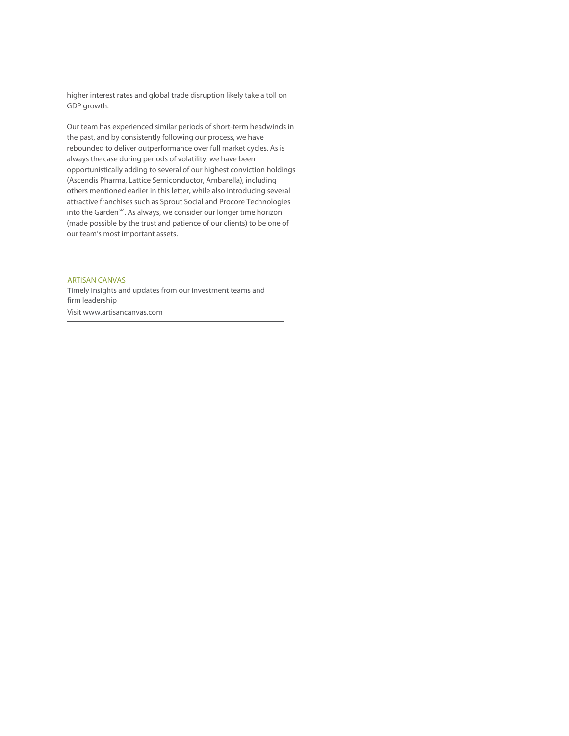higher interest rates and global trade disruption likely take a toll on GDP growth.

Our team has experienced similar periods of short-term headwinds in the past, and by consistently following our process, we have rebounded to deliver outperformance over full market cycles. As is always the case during periods of volatility, we have been opportunistically adding to several of our highest conviction holdings (Ascendis Pharma, Lattice Semiconductor, Ambarella), including others mentioned earlier in this letter, while also introducing several attractive franchises such as Sprout Social and Procore Technologies into the Garden℠. As always, we consider our longer time horizon (made possible by the trust and patience of our clients) to be one of our team's most important assets.

---

ARTISAN CANVAS

Timely insights and updates from our investment teams and firm leadership

Visit www.artisancanvas.com

---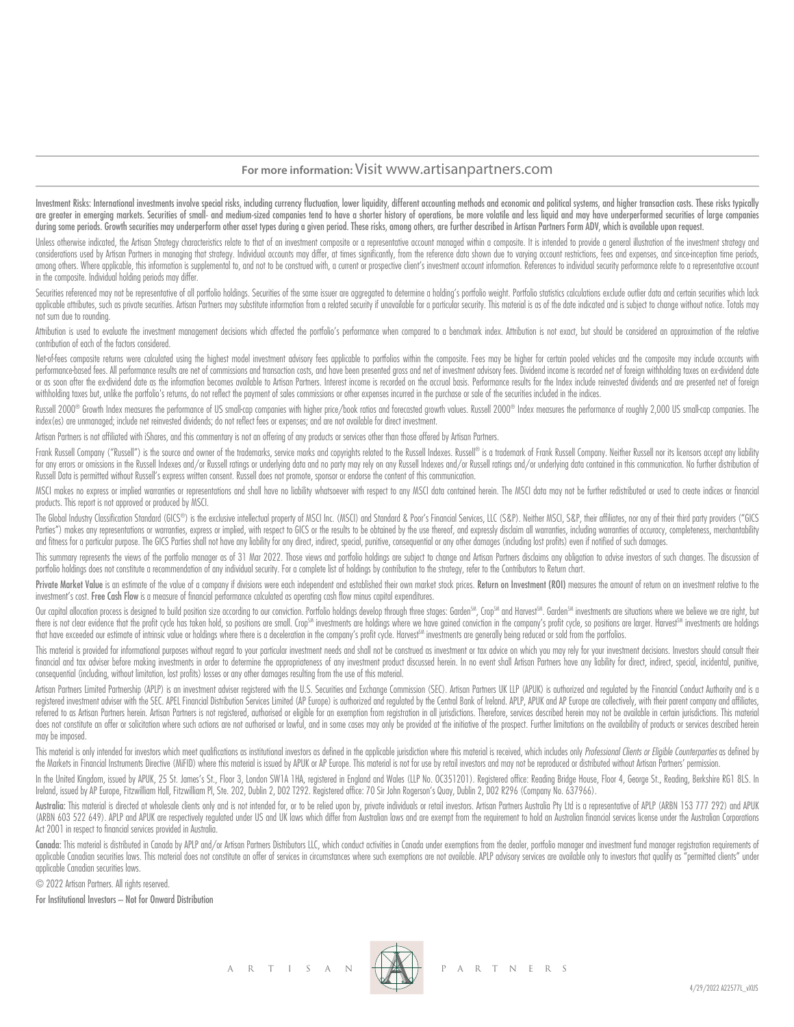**For more information:** Visit www.artisanpartners.com

**Investment Risks: International investments involve special risks, including currency fluctuation, lower liquidity, different accounting methods and economic and political systems, and higher transaction costs. These risks typically are greater in emerging markets. Securities of small- and medium-sized companies tend to have a shorter history of operations, be more volatile and less liquid and may have underperformed securities of large companies during some periods. Growth securities may underperform other asset types during a given period. These risks, among others, are further described in Artisan Partners Form ADV, which is available upon request.**

Unless otherwise indicated, the Artisan Strategy characteristics relate to that of an investment composite or a representative account managed within a composite. It is intended to provide a general illustration of the investment strategy and considerations used by Artisan Partners in managing that strategy. Individual accounts may differ, at times significantly, from the reference data shown due to varying account restrictions, fees and expenses, and since-inception time periods, among others. Where applicable, this information is supplemental to, and not to be construed with, a current or prospective client's investment account information. References to individual security performance relate to a representative account in the composite. Individual holding periods may differ.

Securities referenced may not be representative of all portfolio holdings. Securities of the same issuer are aggregated to determine a holding's portfolio weight. Portfolio statistics calculations exclude outlier data and certain securities which lack applicable attributes, such as private securities. Artisan Partners may substitute information from a related security if unavailable for a particular security. This material is as of the date indicated and is subject to change without notice. Totals may not sum due to rounding.

Attribution is used to evaluate the investment management decisions which affected the portfolio's performance when compared to a benchmark index. Attribution is not exact, but should be considered an approximation of the relative contribution of each of the factors considered.

Net-of-fees composite returns were calculated using the highest model investment advisory fees applicable to portfolios within the composite. Fees may be higher for certain pooled vehicles and the composite may include accounts with performance-based fees. All performance results are net of commissions and transaction costs, and have been presented gross and net of investment advisory fees. Dividend income is recorded net of foreign withholding taxes on ex-dividend date or as soon after the ex-dividend date as the information becomes available to Artisan Partners. Interest income is recorded on the accrual basis. Performance results for the Index include reinvested dividends and are presented net of foreign withholding taxes but, unlike the portfolio's returns, do not reflect the payment of sales commissions or other expenses incurred in the purchase or sale of the securities included in the indices.

Russell 2000® Growth Index measures the performance of US small-cap companies with higher price/book ratios and forecasted growth values. Russell 2000® Index measures the performance of roughly 2,000 US small-cap companies. The index(es) are unmanaged; include net reinvested dividends; do not reflect fees or expenses; and are not available for direct investment.

Artisan Partners is not affiliated with iShares, and this commentary is not an offering of any products or services other than those offered by Artisan Partners.

Frank Russell Company ("Russell") is the source and owner of the trademarks, service marks and copyrights related to the Russell Indexes. Russell® is a trademark of Frank Russell Company. Neither Russell nor its licensors accept any liability for any errors or omissions in the Russell Indexes and/or Russell ratings or underlying data and no party may rely on any Russell Indexes and/or Russell ratings and/or underlying data contained in this communication. No further distribution of Russell Data is permitted without Russell's express written consent. Russell does not promote, sponsor or endorse the content of this communication.

MSCI makes no express or implied warranties or representations and shall have no liability whatsoever with respect to any MSCI data contained herein. The MSCI data may not be further redistributed or used to create indices or financial products. This report is not approved or produced by MSCI.

The Global Industry Classification Standard (GICS®) is the exclusive intellectual property of MSCI Inc. (MSCI) and Standard & Poor's Financial Services, LLC (S&P). Neither MSCI, S&P, their affiliates, nor any of their third party providers ("GICS Parties") makes any representations or warranties, express or implied, with respect to GICS or the results to be obtained by the use thereof, and expressly disclaim all warranties, including warranties of accuracy, completeness, merchantability and fitness for a particular purpose. The GICS Parties shall not have any liability for any direct, indirect, special, punitive, consequential or any other damages (including lost profits) even if notified of such damages.

This summary represents the views of the portfolio manager as of 31 Mar 2022. Those views and portfolio holdings are subject to change and Artisan Partners disclaims any obligation to advise investors of such changes. The discussion of portfolio holdings does not constitute a recommendation of any individual security. For a complete list of holdings by contribution to the strategy, refer to the Contributors to Return chart.

**Private Market Value** is an estimate of the value of a company if divisions were each independent and established their own market stock prices. **Return on Investment (ROI)** measures the amount of return on an investment relative to the investment's cost. **Free Cash Flow** is a measure of financial performance calculated as operating cash flow minus capital expenditures.

Our capital allocation process is designed to build position size according to our conviction. Portfolio holdings develop through three stages: Garden℠, Crop℠ and Harvest℠. Garden℠ investments are situations where we believe we are right, but there is not clear evidence that the profit cycle has taken hold, so positions are small. Crop℠ investments are holdings where we have gained conviction in the company's profit cycle, so positions are larger. Harvest℠ investments are holdings that have exceeded our estimate of intrinsic value or holdings where there is a deceleration in the company's profit cycle. Harvest℠ investments are generally being reduced or sold from the portfolios.

This material is provided for informational purposes without regard to your particular investment needs and shall not be construed as investment or tax advice on which you may rely for your investment decisions. Investors should consult their financial and tax adviser before making investments in order to determine the appropriateness of any investment product discussed herein. In no event shall Artisan Partners have any liability for direct, indirect, special, incidental, punitive, consequential (including, without limitation, lost profits) losses or any other damages resulting from the use of this material.

Artisan Partners Limited Partnership (APLP) is an investment adviser registered with the U.S. Securities and Exchange Commission (SEC). Artisan Partners UK LLP (APUK) is authorized and regulated by the Financial Conduct Authority and is a registered investment adviser with the SEC. APEL Financial Distribution Services Limited (AP Europe) is authorized and regulated by the Central Bank of Ireland. APLP, APUK and AP Europe are collectively, with their parent company and affiliates, referred to as Artisan Partners herein. Artisan Partners is not registered, authorised or eligible for an exemption from registration in all jurisdictions. Therefore, services described herein may not be available in certain jurisdictions. This material does not constitute an offer or solicitation where such actions are not authorised or lawful, and in some cases may only be provided at the initiative of the prospect. Further limitations on the availability of products or services described herein may be imposed.

This material is only intended for investors which meet qualifications as institutional investors as defined in the applicable jurisdiction where this material is received, which includes only *Professional Clients or Eligible Counterparties* as defined by the Markets in Financial Instruments Directive (MiFID) where this material is issued by APUK or AP Europe. This material is not for use by retail investors and may not be reproduced or distributed without Artisan Partners' permission.

In the United Kingdom, issued by APUK, 25 St. James's St., Floor 3, London SW1A 1HA, registered in England and Wales (LLP No. OC351201). Registered office: Reading Bridge House, Floor 4, George St., Reading, Berkshire RG1 8LS. In Ireland, issued by AP Europe, Fitzwilliam Hall, Fitzwilliam Pl, Ste. 202, Dublin 2, D02 T292. Registered office: 70 Sir John Rogerson's Quay, Dublin 2, D02 R296 (Company No. 637966).

**Australia:** This material is directed at wholesale clients only and is not intended for, or to be relied upon by, private individuals or retail investors. Artisan Partners Australia Pty Ltd is a representative of APLP (ARBN 153 777 292) and APUK (ARBN 603 522 649). APLP and APUK are respectively regulated under US and UK laws which differ from Australian laws and are exempt from the requirement to hold an Australian financial services license under the Australian Corporations Act 2001 in respect to financial services provided in Australia.

**Canada:** This material is distributed in Canada by APLP and/or Artisan Partners Distributors LLC, which conduct activities in Canada under exemptions from the dealer, portfolio manager and investment fund manager registration requirements of applicable Canadian securities laws. This material does not constitute an offer of services in circumstances where such exemptions are not available. APLP advisory services are available only to investors that qualify as "permitted clients" under applicable Canadian securities laws.

© 2022 Artisan Partners. All rights reserved.

**For Institutional Investors – Not for Onward Distribution**

ARTISAN PARTNERS

4/29/2022 A22577L_vXUS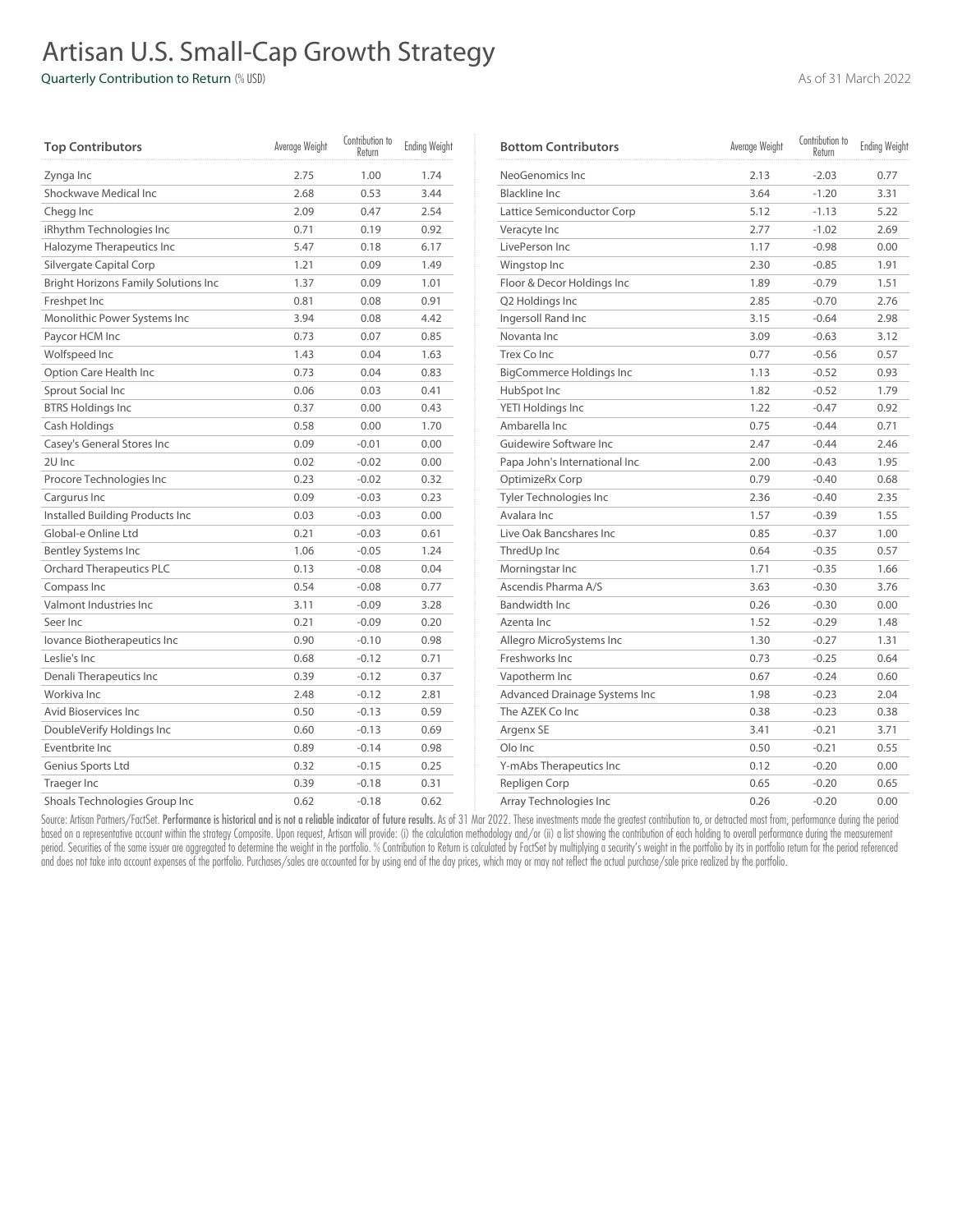# Artisan U.S. Small-Cap Growth Strategy

Quarterly Contribution to Return (% USD)

As of 31 March 2022

| Top Contributors | Average Weight | Contribution to Return | Ending Weight |
|---|---|---|---|
| Zynga Inc | 2.75 | 1.00 | 1.74 |
| Shockwave Medical Inc | 2.68 | 0.53 | 3.44 |
| Chegg Inc | 2.09 | 0.47 | 2.54 |
| iRhythm Technologies Inc | 0.71 | 0.19 | 0.92 |
| Halozyme Therapeutics Inc | 5.47 | 0.18 | 6.17 |
| Silvergate Capital Corp | 1.21 | 0.09 | 1.49 |
| Bright Horizons Family Solutions Inc | 1.37 | 0.09 | 1.01 |
| Freshpet Inc | 0.81 | 0.08 | 0.91 |
| Monolithic Power Systems Inc | 3.94 | 0.08 | 4.42 |
| Paycor HCM Inc | 0.73 | 0.07 | 0.85 |
| Wolfspeed Inc | 1.43 | 0.04 | 1.63 |
| Option Care Health Inc | 0.73 | 0.04 | 0.83 |
| Sprout Social Inc | 0.06 | 0.03 | 0.41 |
| BTRS Holdings Inc | 0.37 | 0.00 | 0.43 |
| Cash Holdings | 0.58 | 0.00 | 1.70 |
| Casey's General Stores Inc | 0.09 | -0.01 | 0.00 |
| 2U Inc | 0.02 | -0.02 | 0.00 |
| Procore Technologies Inc | 0.23 | -0.02 | 0.32 |
| Cargurus Inc | 0.09 | -0.03 | 0.23 |
| Installed Building Products Inc | 0.03 | -0.03 | 0.00 |
| Global-e Online Ltd | 0.21 | -0.03 | 0.61 |
| Bentley Systems Inc | 1.06 | -0.05 | 1.24 |
| Orchard Therapeutics PLC | 0.13 | -0.08 | 0.04 |
| Compass Inc | 0.54 | -0.08 | 0.77 |
| Valmont Industries Inc | 3.11 | -0.09 | 3.28 |
| Seer Inc | 0.21 | -0.09 | 0.20 |
| Iovance Biotherapeutics Inc | 0.90 | -0.10 | 0.98 |
| Leslie's Inc | 0.68 | -0.12 | 0.71 |
| Denali Therapeutics Inc | 0.39 | -0.12 | 0.37 |
| Workiva Inc | 2.48 | -0.12 | 2.81 |
| Avid Bioservices Inc | 0.50 | -0.13 | 0.59 |
| DoubleVerify Holdings Inc | 0.60 | -0.13 | 0.69 |
| Eventbrite Inc | 0.89 | -0.14 | 0.98 |
| Genius Sports Ltd | 0.32 | -0.15 | 0.25 |
| Traeger Inc | 0.39 | -0.18 | 0.31 |
| Shoals Technologies Group Inc | 0.62 | -0.18 | 0.62 |

| Bottom Contributors | Average Weight | Contribution to Return | Ending Weight |
|---|---|---|---|
| NeoGenomics Inc | 2.13 | -2.03 | 0.77 |
| Blackline Inc | 3.64 | -1.20 | 3.31 |
| Lattice Semiconductor Corp | 5.12 | -1.13 | 5.22 |
| Veracyte Inc | 2.77 | -1.02 | 2.69 |
| LivePerson Inc | 1.17 | -0.98 | 0.00 |
| Wingstop Inc | 2.30 | -0.85 | 1.91 |
| Floor & Decor Holdings Inc | 1.89 | -0.79 | 1.51 |
| Q2 Holdings Inc | 2.85 | -0.70 | 2.76 |
| Ingersoll Rand Inc | 3.15 | -0.64 | 2.98 |
| Novanta Inc | 3.09 | -0.63 | 3.12 |
| Trex Co Inc | 0.77 | -0.56 | 0.57 |
| BigCommerce Holdings Inc | 1.13 | -0.52 | 0.93 |
| HubSpot Inc | 1.82 | -0.52 | 1.79 |
| YETI Holdings Inc | 1.22 | -0.47 | 0.92 |
| Ambarella Inc | 0.75 | -0.44 | 0.71 |
| Guidewire Software Inc | 2.47 | -0.44 | 2.46 |
| Papa John's International Inc | 2.00 | -0.43 | 1.95 |
| OptimizeRx Corp | 0.79 | -0.40 | 0.68 |
| Tyler Technologies Inc | 2.36 | -0.40 | 2.35 |
| Avalara Inc | 1.57 | -0.39 | 1.55 |
| Live Oak Bancshares Inc | 0.85 | -0.37 | 1.00 |
| ThredUp Inc | 0.64 | -0.35 | 0.57 |
| Morningstar Inc | 1.71 | -0.35 | 1.66 |
| Ascendis Pharma A/S | 3.63 | -0.30 | 3.76 |
| Bandwidth Inc | 0.26 | -0.30 | 0.00 |
| Azenta Inc | 1.52 | -0.29 | 1.48 |
| Allegro MicroSystems Inc | 1.30 | -0.27 | 1.31 |
| Freshworks Inc | 0.73 | -0.25 | 0.64 |
| Vapotherm Inc | 0.67 | -0.24 | 0.60 |
| Advanced Drainage Systems Inc | 1.98 | -0.23 | 2.04 |
| The AZEK Co Inc | 0.38 | -0.23 | 0.38 |
| Argenx SE | 3.41 | -0.21 | 3.71 |
| Olo Inc | 0.50 | -0.21 | 0.55 |
| Y-mAbs Therapeutics Inc | 0.12 | -0.20 | 0.00 |
| Repligen Corp | 0.65 | -0.20 | 0.65 |
| Array Technologies Inc | 0.26 | -0.20 | 0.00 |

Source: Artisan Partners/FactSet. **Performance is historical and is not a reliable indicator of future results.** As of 31 Mar 2022. These investments made the greatest contribution to, or detracted most from, performance during the period based on a representative account within the strategy Composite. Upon request, Artisan will provide: (i) the calculation methodology and/or (ii) a list showing the contribution of each holding to overall performance during the measurement period. Securities of the same issuer are aggregated to determine the weight in the portfolio. % Contribution to Return is calculated by FactSet by multiplying a security's weight in the portfolio by its in portfolio return for the period referenced and does not take into account expenses of the portfolio. Purchases/sales are accounted for by using end of the day prices, which may or may not reflect the actual purchase/sale price realized by the portfolio.